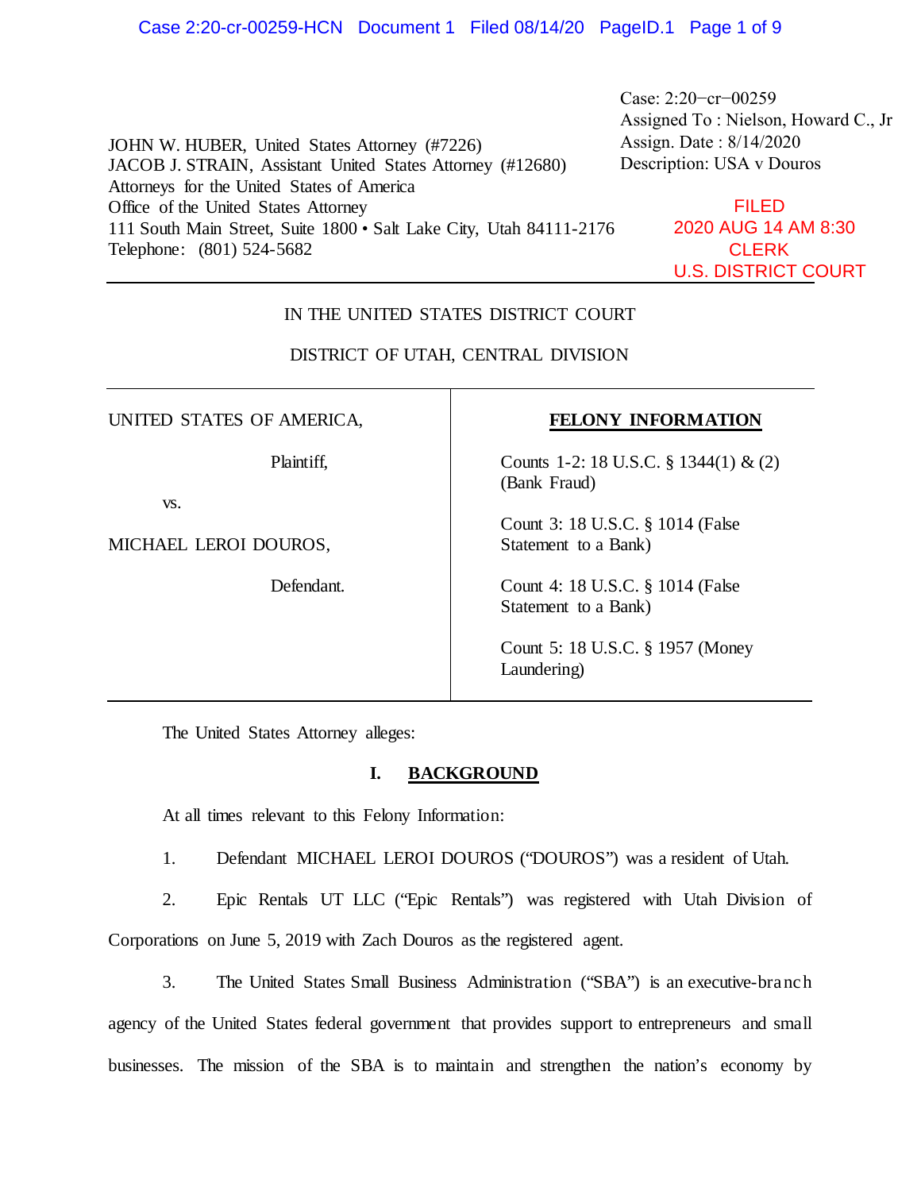Case: 2:20−cr−00259
Assigned To : Nielson, Howard C., Jr
Assign. Date : 8/14/2020
Description: USA v Douros

JOHN W. HUBER, United States Attorney (#7226)
JACOB J. STRAIN, Assistant United States Attorney (#12680)
Attorneys for the United States of America
Office of the United States Attorney
111 South Main Street, Suite 1800 • Salt Lake City, Utah 84111-2176
Telephone: (801) 524-5682

FILED
2020 AUG 14 AM 8:30
CLERK
U.S. DISTRICT COURT

IN THE UNITED STATES DISTRICT COURT

DISTRICT OF UTAH, CENTRAL DIVISION

| | |
|---|---|
| UNITED STATES OF AMERICA,<br><br>Plaintiff,<br><br>vs.<br><br>MICHAEL LEROI DOUROS,<br><br>Defendant. | **FELONY INFORMATION**<br><br>Counts 1-2: 18 U.S.C. § 1344(1) & (2) (Bank Fraud)<br><br>Count 3: 18 U.S.C. § 1014 (False Statement to a Bank)<br><br>Count 4: 18 U.S.C. § 1014 (False Statement to a Bank)<br><br>Count 5: 18 U.S.C. § 1957 (Money Laundering) |

The United States Attorney alleges:

## I. BACKGROUND

At all times relevant to this Felony Information:

1. Defendant MICHAEL LEROI DOUROS ("DOUROS") was a resident of Utah.

2. Epic Rentals UT LLC ("Epic Rentals") was registered with Utah Division of Corporations on June 5, 2019 with Zach Douros as the registered agent.

3. The United States Small Business Administration ("SBA") is an executive-branch agency of the United States federal government that provides support to entrepreneurs and small businesses. The mission of the SBA is to maintain and strengthen the nation's economy by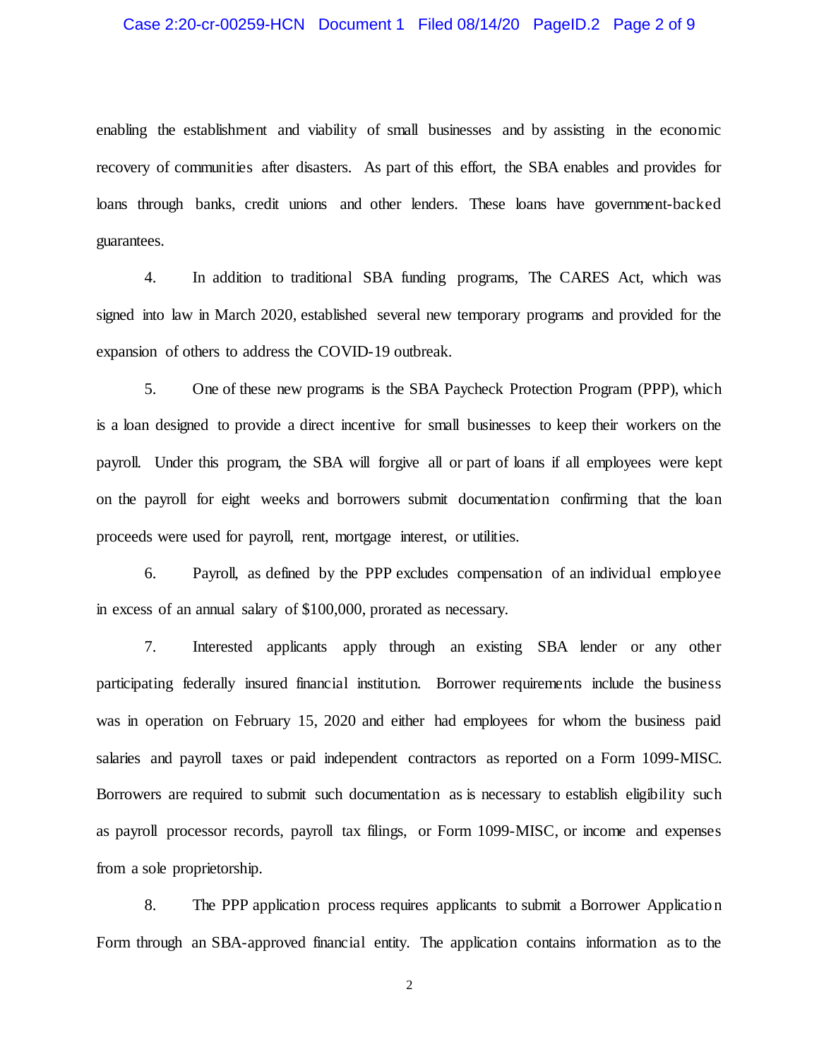enabling the establishment and viability of small businesses and by assisting in the economic recovery of communities after disasters. As part of this effort, the SBA enables and provides for loans through banks, credit unions and other lenders. These loans have government-backed guarantees.

4. In addition to traditional SBA funding programs, The CARES Act, which was signed into law in March 2020, established several new temporary programs and provided for the expansion of others to address the COVID-19 outbreak.

5. One of these new programs is the SBA Paycheck Protection Program (PPP), which is a loan designed to provide a direct incentive for small businesses to keep their workers on the payroll. Under this program, the SBA will forgive all or part of loans if all employees were kept on the payroll for eight weeks and borrowers submit documentation confirming that the loan proceeds were used for payroll, rent, mortgage interest, or utilities.

6. Payroll, as defined by the PPP excludes compensation of an individual employee in excess of an annual salary of $100,000, prorated as necessary.

7. Interested applicants apply through an existing SBA lender or any other participating federally insured financial institution. Borrower requirements include the business was in operation on February 15, 2020 and either had employees for whom the business paid salaries and payroll taxes or paid independent contractors as reported on a Form 1099-MISC. Borrowers are required to submit such documentation as is necessary to establish eligibility such as payroll processor records, payroll tax filings, or Form 1099-MISC, or income and expenses from a sole proprietorship.

8. The PPP application process requires applicants to submit a Borrower Application Form through an SBA-approved financial entity. The application contains information as to the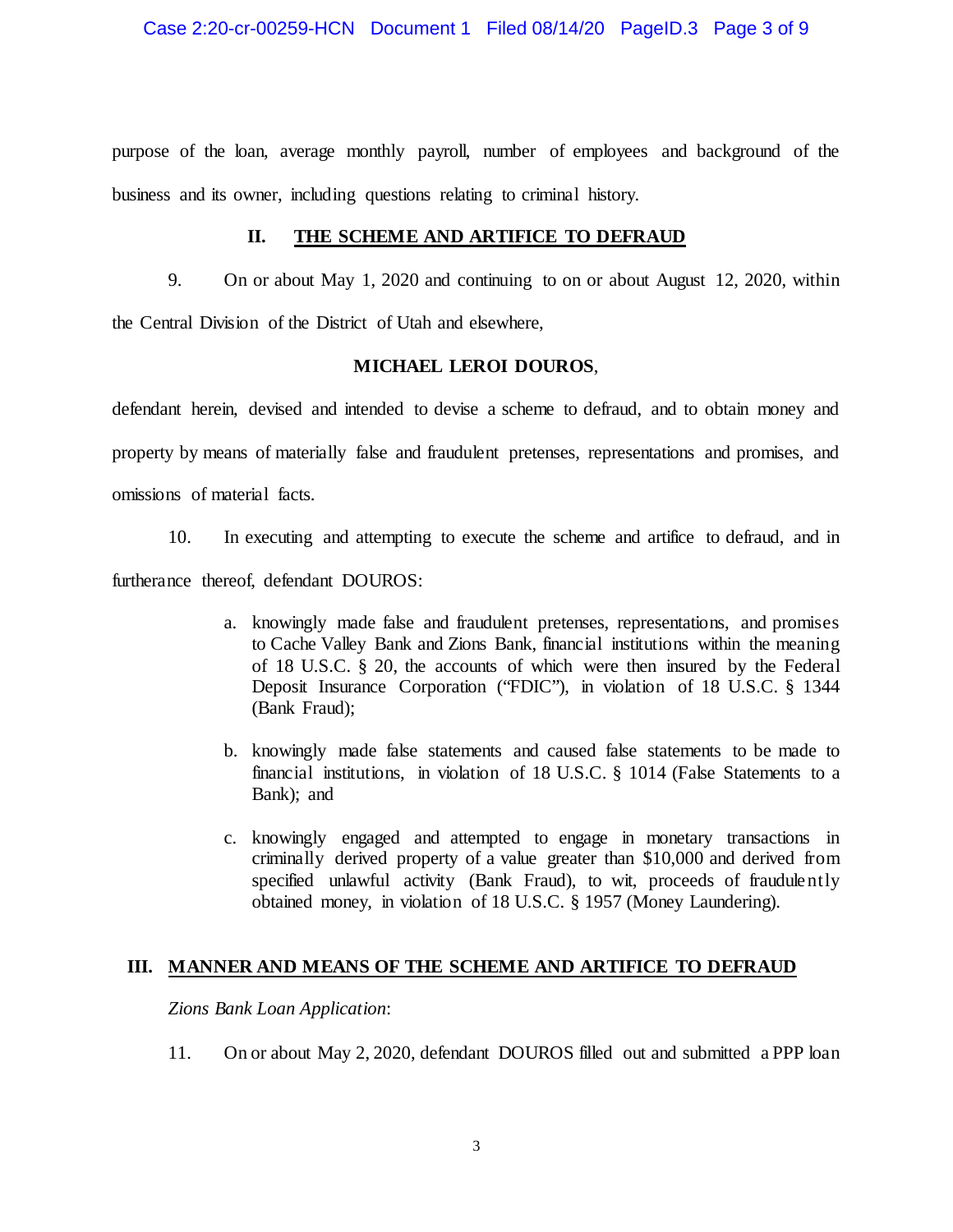purpose of the loan, average monthly payroll, number of employees and background of the business and its owner, including questions relating to criminal history.

## II. THE SCHEME AND ARTIFICE TO DEFRAUD

9. On or about May 1, 2020 and continuing to on or about August 12, 2020, within the Central Division of the District of Utah and elsewhere,

**MICHAEL LEROI DOUROS**,

defendant herein, devised and intended to devise a scheme to defraud, and to obtain money and property by means of materially false and fraudulent pretenses, representations and promises, and omissions of material facts.

10. In executing and attempting to execute the scheme and artifice to defraud, and in furtherance thereof, defendant DOUROS:

a. knowingly made false and fraudulent pretenses, representations, and promises to Cache Valley Bank and Zions Bank, financial institutions within the meaning of 18 U.S.C. § 20, the accounts of which were then insured by the Federal Deposit Insurance Corporation ("FDIC"), in violation of 18 U.S.C. § 1344 (Bank Fraud);

b. knowingly made false statements and caused false statements to be made to financial institutions, in violation of 18 U.S.C. § 1014 (False Statements to a Bank); and

c. knowingly engaged and attempted to engage in monetary transactions in criminally derived property of a value greater than $10,000 and derived from specified unlawful activity (Bank Fraud), to wit, proceeds of fraudulently obtained money, in violation of 18 U.S.C. § 1957 (Money Laundering).

## III. MANNER AND MEANS OF THE SCHEME AND ARTIFICE TO DEFRAUD

*Zions Bank Loan Application*:

11. On or about May 2, 2020, defendant DOUROS filled out and submitted a PPP loan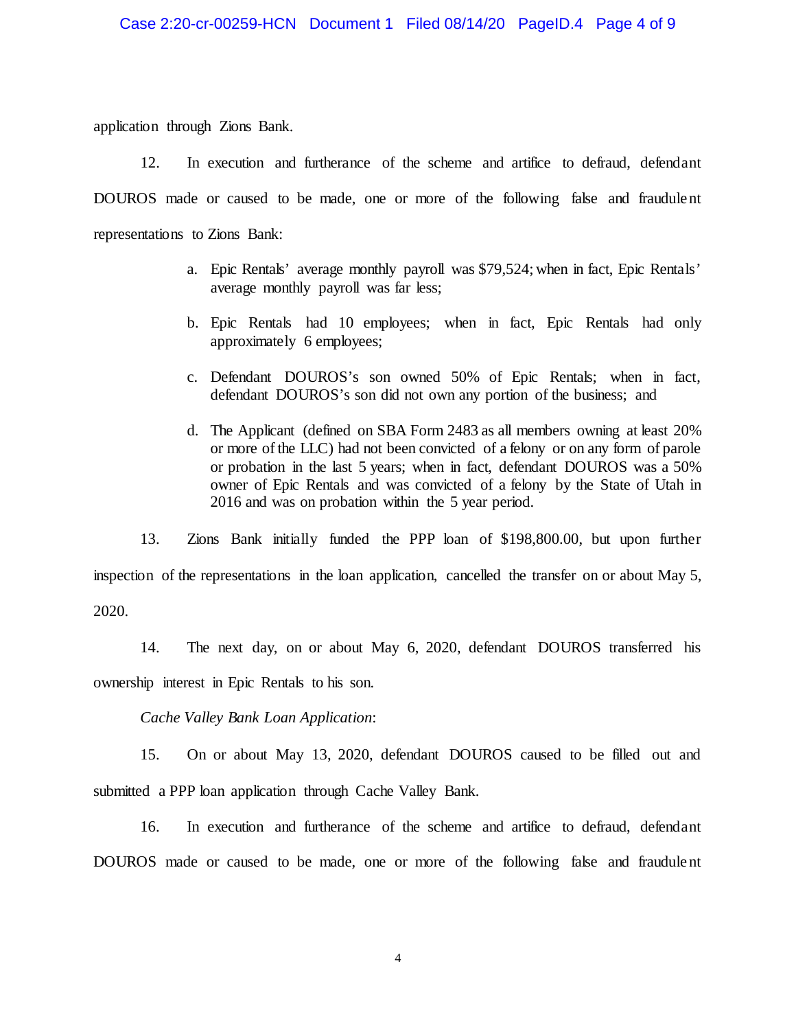application through Zions Bank.

12. In execution and furtherance of the scheme and artifice to defraud, defendant DOUROS made or caused to be made, one or more of the following false and fraudulent representations to Zions Bank:

a. Epic Rentals' average monthly payroll was $79,524; when in fact, Epic Rentals' average monthly payroll was far less;

b. Epic Rentals had 10 employees; when in fact, Epic Rentals had only approximately 6 employees;

c. Defendant DOUROS's son owned 50% of Epic Rentals; when in fact, defendant DOUROS's son did not own any portion of the business; and

d. The Applicant (defined on SBA Form 2483 as all members owning at least 20% or more of the LLC) had not been convicted of a felony or on any form of parole or probation in the last 5 years; when in fact, defendant DOUROS was a 50% owner of Epic Rentals and was convicted of a felony by the State of Utah in 2016 and was on probation within the 5 year period.

13. Zions Bank initially funded the PPP loan of $198,800.00, but upon further inspection of the representations in the loan application, cancelled the transfer on or about May 5, 2020.

14. The next day, on or about May 6, 2020, defendant DOUROS transferred his ownership interest in Epic Rentals to his son.

*Cache Valley Bank Loan Application*:

15. On or about May 13, 2020, defendant DOUROS caused to be filled out and submitted a PPP loan application through Cache Valley Bank.

16. In execution and furtherance of the scheme and artifice to defraud, defendant DOUROS made or caused to be made, one or more of the following false and fraudulent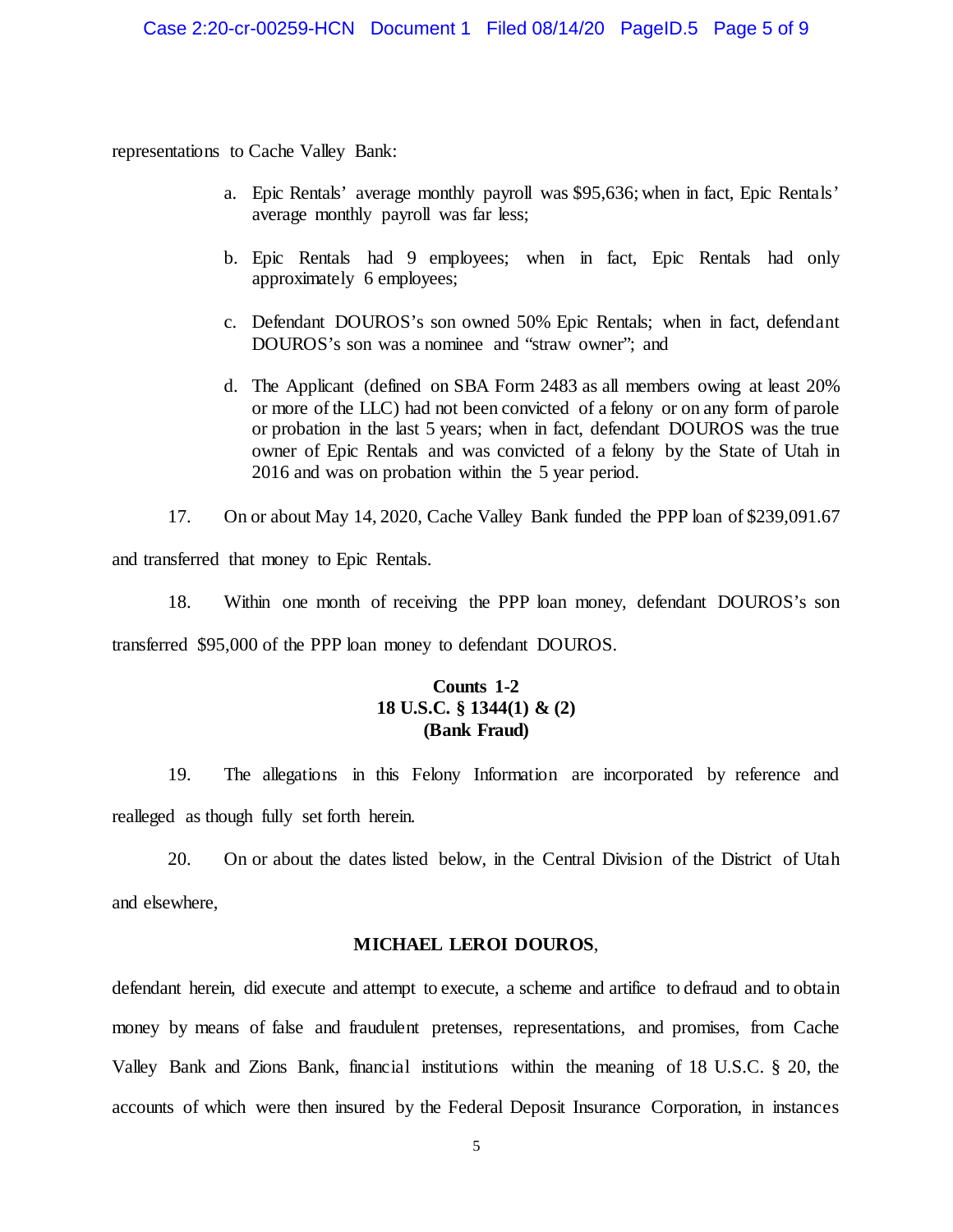representations to Cache Valley Bank:

a. Epic Rentals' average monthly payroll was $95,636; when in fact, Epic Rentals' average monthly payroll was far less;

b. Epic Rentals had 9 employees; when in fact, Epic Rentals had only approximately 6 employees;

c. Defendant DOUROS's son owned 50% Epic Rentals; when in fact, defendant DOUROS's son was a nominee and "straw owner"; and

d. The Applicant (defined on SBA Form 2483 as all members owing at least 20% or more of the LLC) had not been convicted of a felony or on any form of parole or probation in the last 5 years; when in fact, defendant DOUROS was the true owner of Epic Rentals and was convicted of a felony by the State of Utah in 2016 and was on probation within the 5 year period.

17. On or about May 14, 2020, Cache Valley Bank funded the PPP loan of $239,091.67 and transferred that money to Epic Rentals.

18. Within one month of receiving the PPP loan money, defendant DOUROS's son transferred $95,000 of the PPP loan money to defendant DOUROS.

**Counts 1-2**
**18 U.S.C. § 1344(1) & (2)**
**(Bank Fraud)**

19. The allegations in this Felony Information are incorporated by reference and realleged as though fully set forth herein.

20. On or about the dates listed below, in the Central Division of the District of Utah and elsewhere,

**MICHAEL LEROI DOUROS**,

defendant herein, did execute and attempt to execute, a scheme and artifice to defraud and to obtain money by means of false and fraudulent pretenses, representations, and promises, from Cache Valley Bank and Zions Bank, financial institutions within the meaning of 18 U.S.C. § 20, the accounts of which were then insured by the Federal Deposit Insurance Corporation, in instances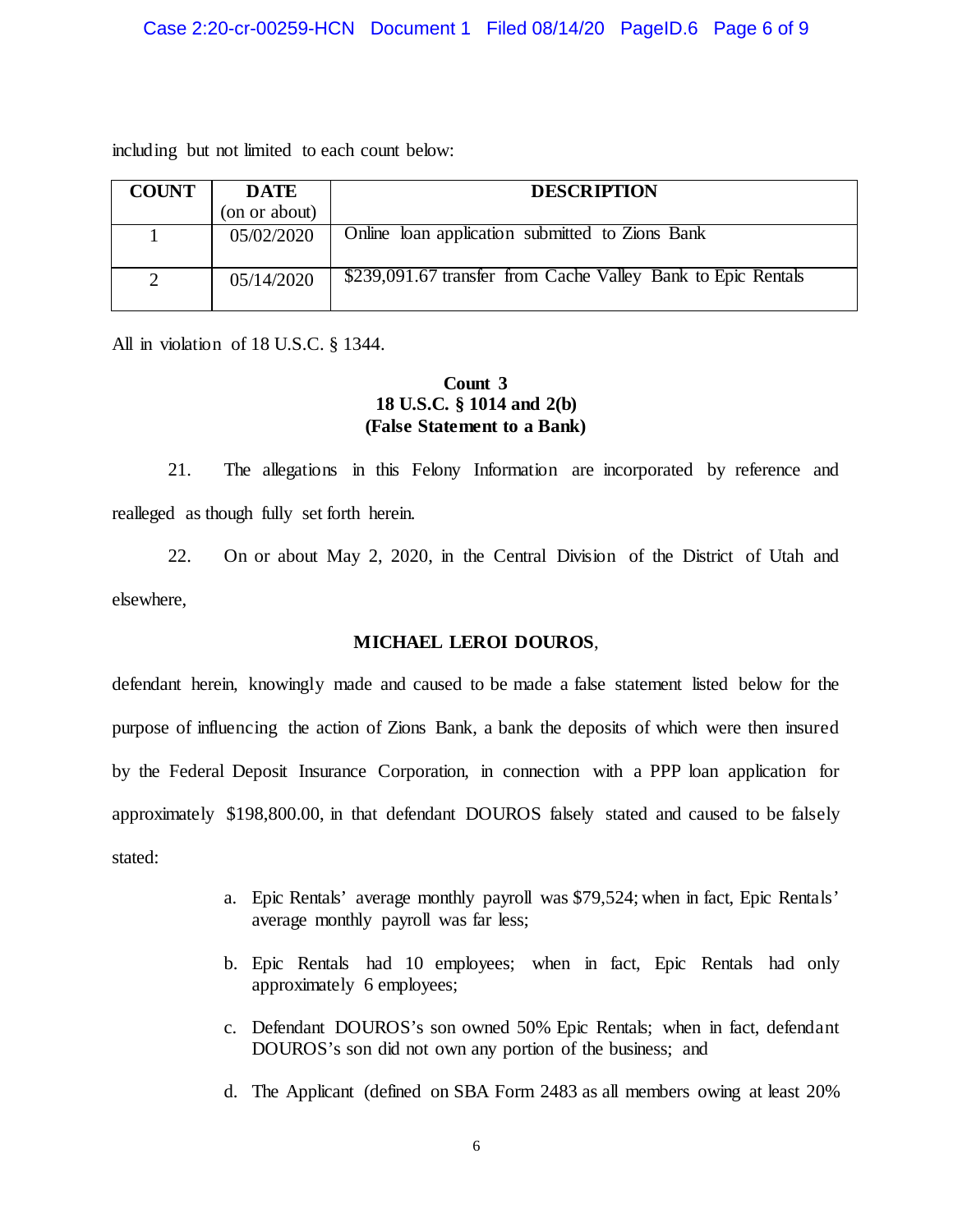including but not limited to each count below:

| COUNT | DATE (on or about) | DESCRIPTION |
|---|---|---|
| 1 | 05/02/2020 | Online loan application submitted to Zions Bank |
| 2 | 05/14/2020 | $239,091.67 transfer from Cache Valley Bank to Epic Rentals |

All in violation of 18 U.S.C. § 1344.

**Count 3**
**18 U.S.C. § 1014 and 2(b)**
**(False Statement to a Bank)**

21. The allegations in this Felony Information are incorporated by reference and realleged as though fully set forth herein.

22. On or about May 2, 2020, in the Central Division of the District of Utah and elsewhere,

**MICHAEL LEROI DOUROS**,

defendant herein, knowingly made and caused to be made a false statement listed below for the purpose of influencing the action of Zions Bank, a bank the deposits of which were then insured by the Federal Deposit Insurance Corporation, in connection with a PPP loan application for approximately $198,800.00, in that defendant DOUROS falsely stated and caused to be falsely stated:

a. Epic Rentals' average monthly payroll was $79,524; when in fact, Epic Rentals' average monthly payroll was far less;

b. Epic Rentals had 10 employees; when in fact, Epic Rentals had only approximately 6 employees;

c. Defendant DOUROS's son owned 50% Epic Rentals; when in fact, defendant DOUROS's son did not own any portion of the business; and

d. The Applicant (defined on SBA Form 2483 as all members owing at least 20%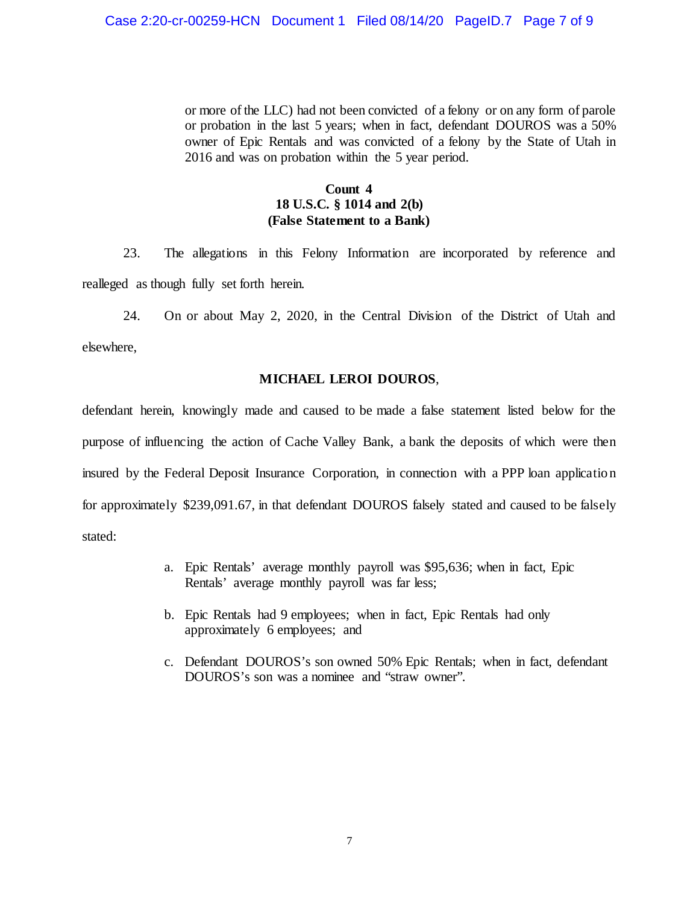or more of the LLC) had not been convicted of a felony or on any form of parole or probation in the last 5 years; when in fact, defendant DOUROS was a 50% owner of Epic Rentals and was convicted of a felony by the State of Utah in 2016 and was on probation within the 5 year period.

**Count 4**
**18 U.S.C. § 1014 and 2(b)**
**(False Statement to a Bank)**

23. The allegations in this Felony Information are incorporated by reference and realleged as though fully set forth herein.

24. On or about May 2, 2020, in the Central Division of the District of Utah and elsewhere,

**MICHAEL LEROI DOUROS**,

defendant herein, knowingly made and caused to be made a false statement listed below for the purpose of influencing the action of Cache Valley Bank, a bank the deposits of which were then insured by the Federal Deposit Insurance Corporation, in connection with a PPP loan application for approximately $239,091.67, in that defendant DOUROS falsely stated and caused to be falsely stated:

a. Epic Rentals' average monthly payroll was $95,636; when in fact, Epic Rentals' average monthly payroll was far less;

b. Epic Rentals had 9 employees; when in fact, Epic Rentals had only approximately 6 employees; and

c. Defendant DOUROS's son owned 50% Epic Rentals; when in fact, defendant DOUROS's son was a nominee and "straw owner".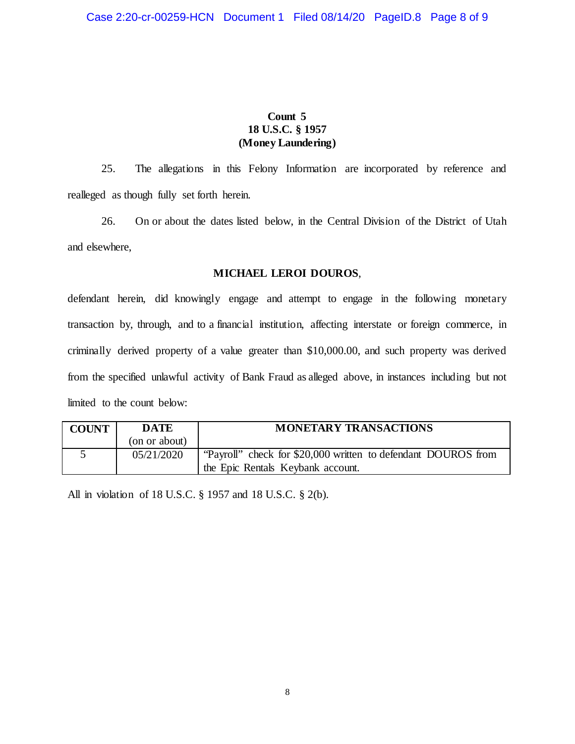**Count 5**
**18 U.S.C. § 1957**
**(Money Laundering)**

25. The allegations in this Felony Information are incorporated by reference and realleged as though fully set forth herein.

26. On or about the dates listed below, in the Central Division of the District of Utah and elsewhere,

**MICHAEL LEROI DOUROS**,

defendant herein, did knowingly engage and attempt to engage in the following monetary transaction by, through, and to a financial institution, affecting interstate or foreign commerce, in criminally derived property of a value greater than $10,000.00, and such property was derived from the specified unlawful activity of Bank Fraud as alleged above, in instances including but not limited to the count below:

| COUNT | DATE (on or about) | MONETARY TRANSACTIONS |
|---|---|---|
| 5 | 05/21/2020 | "Payroll" check for $20,000 written to defendant DOUROS from the Epic Rentals Keybank account. |

All in violation of 18 U.S.C. § 1957 and 18 U.S.C. § 2(b).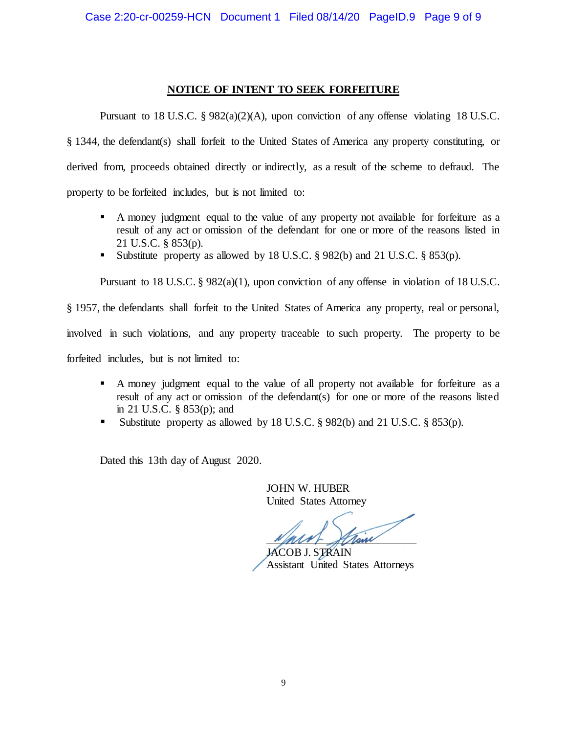**NOTICE OF INTENT TO SEEK FORFEITURE**

Pursuant to 18 U.S.C. § 982(a)(2)(A), upon conviction of any offense violating 18 U.S.C. § 1344, the defendant(s) shall forfeit to the United States of America any property constituting, or derived from, proceeds obtained directly or indirectly, as a result of the scheme to defraud. The property to be forfeited includes, but is not limited to:

- A money judgment equal to the value of any property not available for forfeiture as a result of any act or omission of the defendant for one or more of the reasons listed in 21 U.S.C. § 853(p).
- Substitute property as allowed by 18 U.S.C. § 982(b) and 21 U.S.C. § 853(p).

Pursuant to 18 U.S.C. § 982(a)(1), upon conviction of any offense in violation of 18 U.S.C. § 1957, the defendants shall forfeit to the United States of America any property, real or personal, involved in such violations, and any property traceable to such property. The property to be forfeited includes, but is not limited to:

- A money judgment equal to the value of all property not available for forfeiture as a result of any act or omission of the defendant(s) for one or more of the reasons listed in 21 U.S.C. § 853(p); and
- Substitute property as allowed by 18 U.S.C. § 982(b) and 21 U.S.C. § 853(p).

Dated this 13th day of August 2020.

JOHN W. HUBER
United States Attorney

JACOB J. STRAIN
Assistant United States Attorneys